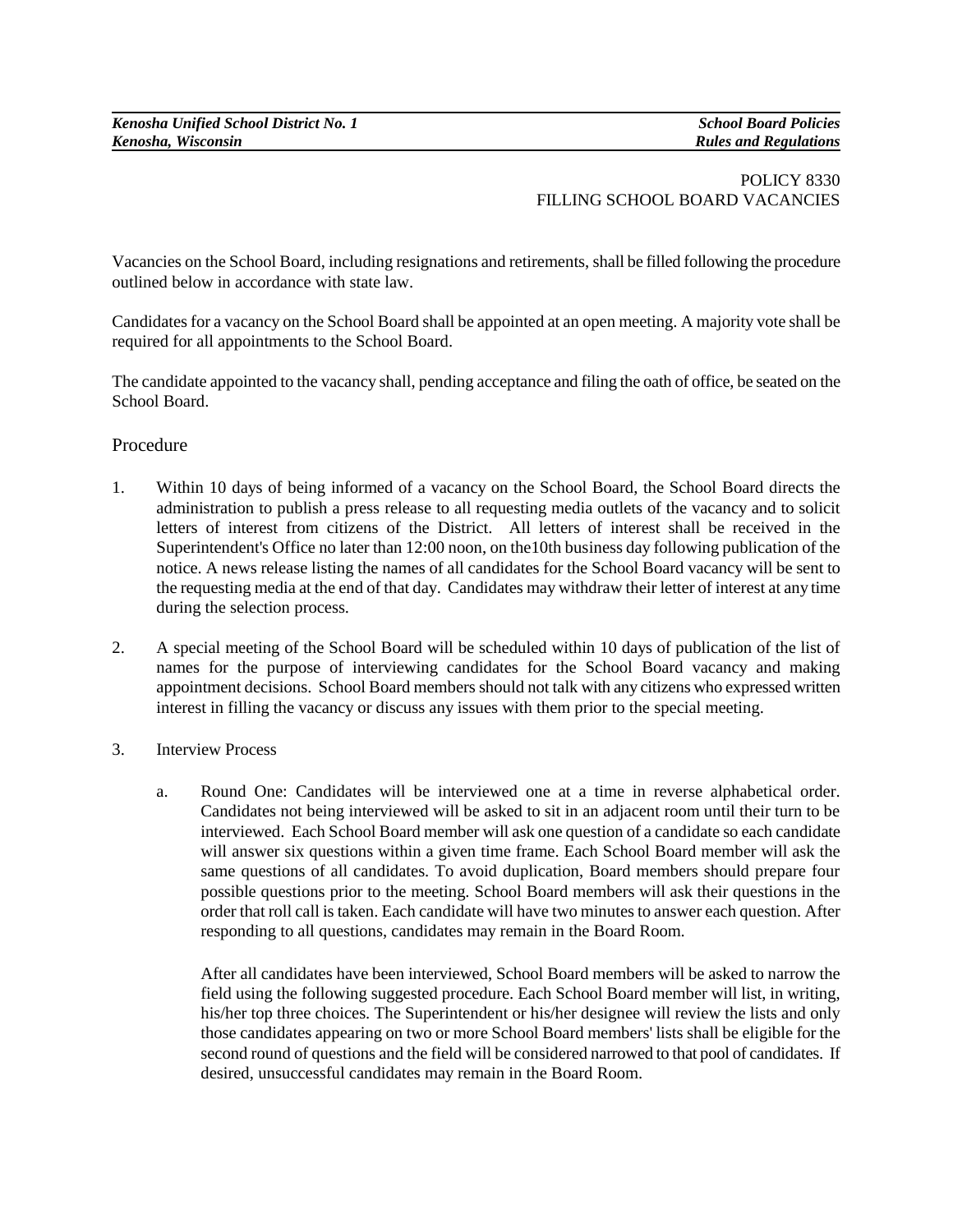POLICY 8330
FILLING SCHOOL BOARD VACANCIES

Vacancies on the School Board, including resignations and retirements, shall be filled following the procedure outlined below in accordance with state law.

Candidates for a vacancy on the School Board shall be appointed at an open meeting. A majority vote shall be required for all appointments to the School Board.

The candidate appointed to the vacancy shall, pending acceptance and filing the oath of office, be seated on the School Board.

## Procedure

1. Within 10 days of being informed of a vacancy on the School Board, the School Board directs the administration to publish a press release to all requesting media outlets of the vacancy and to solicit letters of interest from citizens of the District. All letters of interest shall be received in the Superintendent's Office no later than 12:00 noon, on the10th business day following publication of the notice. A news release listing the names of all candidates for the School Board vacancy will be sent to the requesting media at the end of that day. Candidates may withdraw their letter of interest at any time during the selection process.

2. A special meeting of the School Board will be scheduled within 10 days of publication of the list of names for the purpose of interviewing candidates for the School Board vacancy and making appointment decisions. School Board members should not talk with any citizens who expressed written interest in filling the vacancy or discuss any issues with them prior to the special meeting.

3. Interview Process

   a. Round One: Candidates will be interviewed one at a time in reverse alphabetical order. Candidates not being interviewed will be asked to sit in an adjacent room until their turn to be interviewed. Each School Board member will ask one question of a candidate so each candidate will answer six questions within a given time frame. Each School Board member will ask the same questions of all candidates. To avoid duplication, Board members should prepare four possible questions prior to the meeting. School Board members will ask their questions in the order that roll call is taken. Each candidate will have two minutes to answer each question. After responding to all questions, candidates may remain in the Board Room.

      After all candidates have been interviewed, School Board members will be asked to narrow the field using the following suggested procedure. Each School Board member will list, in writing, his/her top three choices. The Superintendent or his/her designee will review the lists and only those candidates appearing on two or more School Board members' lists shall be eligible for the second round of questions and the field will be considered narrowed to that pool of candidates. If desired, unsuccessful candidates may remain in the Board Room.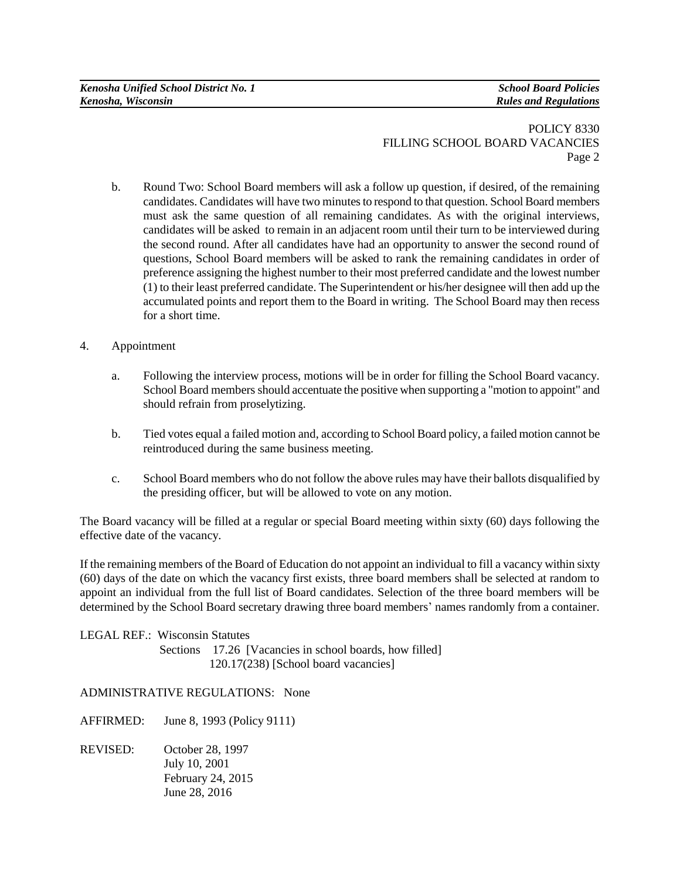POLICY 8330
FILLING SCHOOL BOARD VACANCIES

b. Round Two: School Board members will ask a follow up question, if desired, of the remaining candidates. Candidates will have two minutes to respond to that question. School Board members must ask the same question of all remaining candidates. As with the original interviews, candidates will be asked to remain in an adjacent room until their turn to be interviewed during the second round. After all candidates have had an opportunity to answer the second round of questions, School Board members will be asked to rank the remaining candidates in order of preference assigning the highest number to their most preferred candidate and the lowest number (1) to their least preferred candidate. The Superintendent or his/her designee will then add up the accumulated points and report them to the Board in writing. The School Board may then recess for a short time.

4. Appointment

   a. Following the interview process, motions will be in order for filling the School Board vacancy. School Board members should accentuate the positive when supporting a "motion to appoint" and should refrain from proselytizing.

   b. Tied votes equal a failed motion and, according to School Board policy, a failed motion cannot be reintroduced during the same business meeting.

   c. School Board members who do not follow the above rules may have their ballots disqualified by the presiding officer, but will be allowed to vote on any motion.

The Board vacancy will be filled at a regular or special Board meeting within sixty (60) days following the effective date of the vacancy.

If the remaining members of the Board of Education do not appoint an individual to fill a vacancy within sixty (60) days of the date on which the vacancy first exists, three board members shall be selected at random to appoint an individual from the full list of Board candidates. Selection of the three board members will be determined by the School Board secretary drawing three board members' names randomly from a container.

LEGAL REF.: Wisconsin Statutes
Sections 17.26 [Vacancies in school boards, how filled]
120.17(238) [School board vacancies]

ADMINISTRATIVE REGULATIONS: None

AFFIRMED: June 8, 1993 (Policy 9111)

REVISED: October 28, 1997
July 10, 2001
February 24, 2015
June 28, 2016